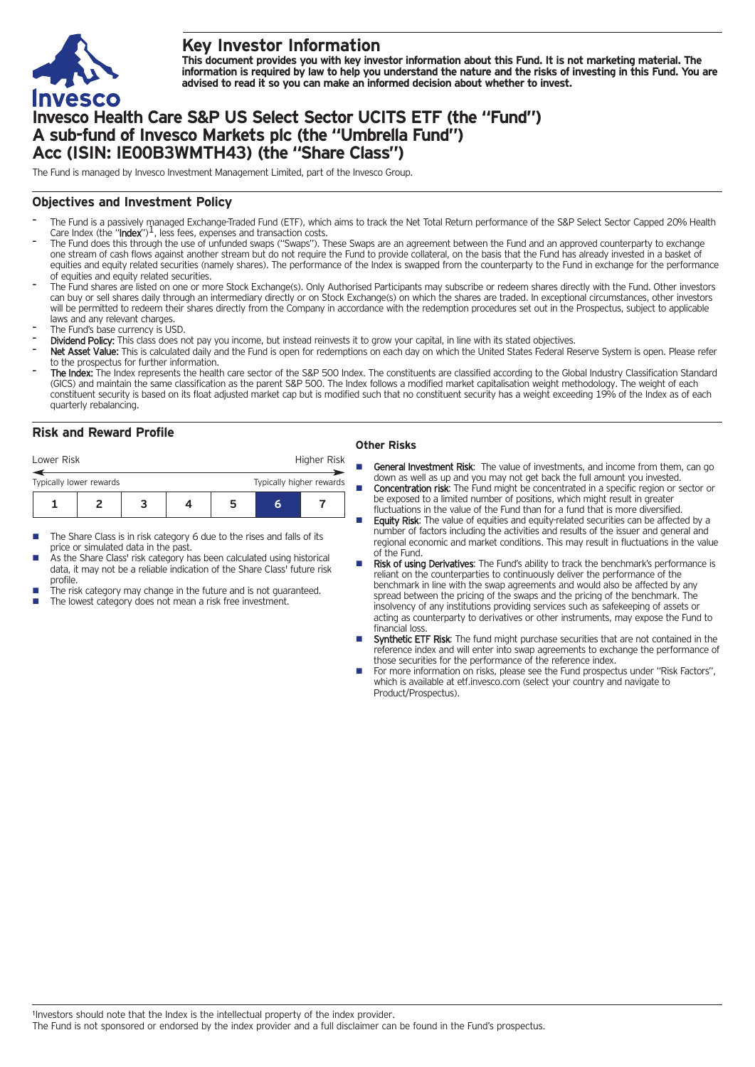# Key Investor Information

**This document provides you with key investor information about this Fund. It is not marketing material. The information is required by law to help you understand the nature and the risks of investing in this Fund. You are advised to read it so you can make an informed decision about whether to invest.**

# Invesco Health Care S&P US Select Sector UCITS ETF (the "Fund")
# A sub-fund of Invesco Markets plc (the "Umbrella Fund")
# Acc (ISIN: IE00B3WMTH43) (the "Share Class")

The Fund is managed by Invesco Investment Management Limited, part of the Invesco Group.

## Objectives and Investment Policy

- The Fund is a passively managed Exchange-Traded Fund (ETF), which aims to track the Net Total Return performance of the S&P Select Sector Capped 20% Health Care Index (the "**Index**")[1], less fees, expenses and transaction costs.
- The Fund does this through the use of unfunded swaps ("Swaps"). These Swaps are an agreement between the Fund and an approved counterparty to exchange one stream of cash flows against another stream but do not require the Fund to provide collateral, on the basis that the Fund has already invested in a basket of equities and equity related securities (namely shares). The performance of the Index is swapped from the counterparty to the Fund in exchange for the performance of equities and equity related securities.
- The Fund shares are listed on one or more Stock Exchange(s). Only Authorised Participants may subscribe or redeem shares directly with the Fund. Other investors can buy or sell shares daily through an intermediary directly or on Stock Exchange(s) on which the shares are traded. In exceptional circumstances, other investors will be permitted to redeem their shares directly from the Company in accordance with the redemption procedures set out in the Prospectus, subject to applicable laws and any relevant charges.
- The Fund's base currency is USD.
- **Dividend Policy:** This class does not pay you income, but instead reinvests it to grow your capital, in line with its stated objectives.
- **Net Asset Value:** This is calculated daily and the Fund is open for redemptions on each day on which the United States Federal Reserve System is open. Please refer to the prospectus for further information.
- **The Index:** The Index represents the health care sector of the S&P 500 Index. The constituents are classified according to the Global Industry Classification Standard (GICS) and maintain the same classification as the parent S&P 500. The Index follows a modified market capitalisation weight methodology. The weight of each constituent security is based on its float adjusted market cap but is modified such that no constituent security has a weight exceeding 19% of the Index as of each quarterly rebalancing.

## Risk and Reward Profile

| Lower Risk | | | | | | Higher Risk |
|---|---|---|---|---|---|---|
| Typically lower rewards | | | | | | Typically higher rewards |
| 1 | 2 | 3 | 4 | 5 | **6** | 7 |

- The Share Class is in risk category 6 due to the rises and falls of its price or simulated data in the past.
- As the Share Class' risk category has been calculated using historical data, it may not be a reliable indication of the Share Class' future risk profile.
- The risk category may change in the future and is not guaranteed.
- The lowest category does not mean a risk free investment.

### Other Risks

- **General Investment Risk**: The value of investments, and income from them, can go down as well as up and you may not get back the full amount you invested.
- **Concentration risk**: The Fund might be concentrated in a specific region or sector or be exposed to a limited number of positions, which might result in greater fluctuations in the value of the Fund than for a fund that is more diversified.
- **Equity Risk**: The value of equities and equity-related securities can be affected by a number of factors including the activities and results of the issuer and general and regional economic and market conditions. This may result in fluctuations in the value of the Fund.
- **Risk of using Derivatives**: The Fund's ability to track the benchmark's performance is reliant on the counterparties to continuously deliver the performance of the benchmark in line with the swap agreements and would also be affected by any spread between the pricing of the swaps and the pricing of the benchmark. The insolvency of any institutions providing services such as safekeeping of assets or acting as counterparty to derivatives or other instruments, may expose the Fund to financial loss.
- **Synthetic ETF Risk**: The fund might purchase securities that are not contained in the reference index and will enter into swap agreements to exchange the performance of those securities for the performance of the reference index.
- For more information on risks, please see the Fund prospectus under "Risk Factors", which is available at etf.invesco.com (select your country and navigate to Product/Prospectus).

[1]Investors should note that the Index is the intellectual property of the index provider.
The Fund is not sponsored or endorsed by the index provider and a full disclaimer can be found in the Fund's prospectus.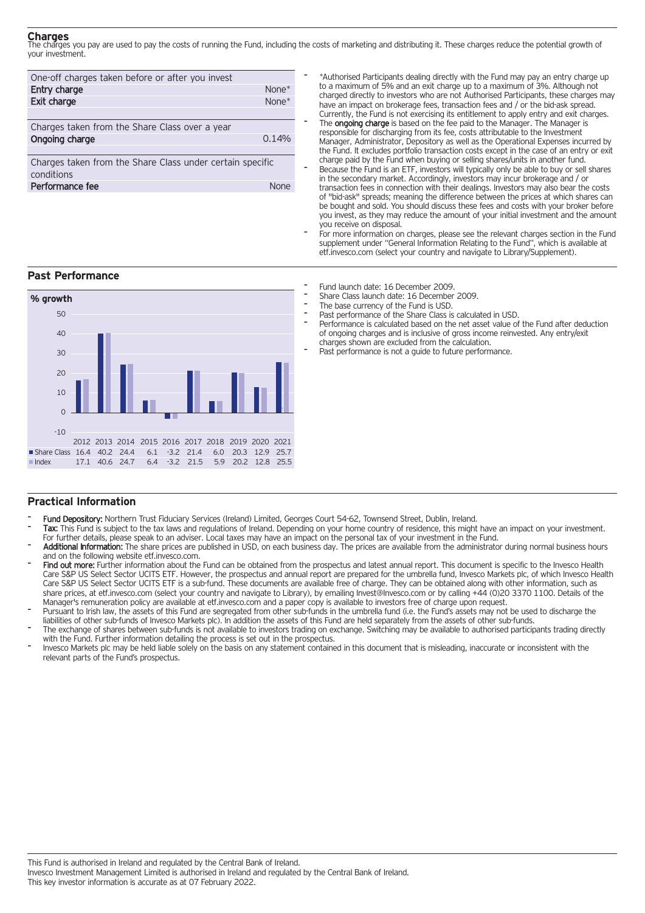## Charges

The charges you pay are used to pay the costs of running the Fund, including the costs of marketing and distributing it. These charges reduce the potential growth of your investment.

| One-off charges taken before or after you invest | |
|---|---|
| **Entry charge** | None* |
| **Exit charge** | None* |
| Charges taken from the Share Class over a year | |
| **Ongoing charge** | 0.14% |
| Charges taken from the Share Class under certain specific conditions | |
| **Performance fee** | None |

- *Authorised Participants dealing directly with the Fund may pay an entry charge up to a maximum of 5% and an exit charge up to a maximum of 3%. Although not charged directly to investors who are not Authorised Participants, these charges may have an impact on brokerage fees, transaction fees and / or the bid-ask spread. Currently, the Fund is not exercising its entitlement to apply entry and exit charges.
- The **ongoing charge** is based on the fee paid to the Manager. The Manager is responsible for discharging from its fee, costs attributable to the Investment Manager, Administrator, Depository as well as the Operational Expenses incurred by the Fund. It excludes portfolio transaction costs except in the case of an entry or exit charge paid by the Fund when buying or selling shares/units in another fund.
- Because the Fund is an ETF, investors will typically only be able to buy or sell shares in the secondary market. Accordingly, investors may incur brokerage and / or transaction fees in connection with their dealings. Investors may also bear the costs of "bid-ask" spreads; meaning the difference between the prices at which shares can be bought and sold. You should discuss these fees and costs with your broker before you invest, as they may reduce the amount of your initial investment and the amount you receive on disposal.
- For more information on charges, please see the relevant charges section in the Fund supplement under "General Information Relating to the Fund", which is available at etf.invesco.com (select your country and navigate to Library/Supplement).

## Past Performance

% growth

50
40
30
20
10
0
-10

2012 2013 2014 2015 2016 2017 2018 2019 2020 2021

Share Class 16.4 40.2 24.4 6.1 -3.2 21.4 6.0 20.3 12.9 25.7

Index 17.1 40.6 24.7 6.4 -3.2 21.5 5.9 20.2 12.8 25.5

- Fund launch date: 16 December 2009.
- Share Class launch date: 16 December 2009.
- The base currency of the Fund is USD.
- Past performance of the Share Class is calculated in USD.
- Performance is calculated based on the net asset value of the Fund after deduction of ongoing charges and is inclusive of gross income reinvested. Any entry/exit charges shown are excluded from the calculation.
- Past performance is not a guide to future performance.

## Practical Information

- **Fund Depository:** Northern Trust Fiduciary Services (Ireland) Limited, Georges Court 54-62, Townsend Street, Dublin, Ireland.
- **Tax:** This Fund is subject to the tax laws and regulations of Ireland. Depending on your home country of residence, this might have an impact on your investment. For further details, please speak to an adviser. Local taxes may have an impact on the personal tax of your investment in the Fund.
- **Additional Information:** The share prices are published in USD, on each business day. The prices are available from the administrator during normal business hours and on the following website etf.invesco.com.
- **Find out more:** Further information about the Fund can be obtained from the prospectus and latest annual report. This document is specific to the Invesco Health Care S&P US Select Sector UCITS ETF. However, the prospectus and annual report are prepared for the umbrella fund, Invesco Markets plc, of which Invesco Health Care S&P US Select Sector UCITS ETF is a sub-fund. These documents are available free of charge. They can be obtained along with other information, such as share prices, at etf.invesco.com (select your country and navigate to Library), by emailing Invest@Invesco.com or by calling +44 (0)20 3370 1100. Details of the Manager's remuneration policy are available at etf.invesco.com and a paper copy is available to investors free of charge upon request.
- Pursuant to Irish law, the assets of this Fund are segregated from other sub-funds in the umbrella fund (i.e. the Fund's assets may not be used to discharge the liabilities of other sub-funds of Invesco Markets plc). In addition the assets of this Fund are held separately from the assets of other sub-funds.
- The exchange of shares between sub-funds is not available to investors trading on exchange. Switching may be available to authorised participants trading directly with the Fund. Further information detailing the process is set out in the prospectus.
- Invesco Markets plc may be held liable solely on the basis on any statement contained in this document that is misleading, inaccurate or inconsistent with the relevant parts of the Fund's prospectus.

This Fund is authorised in Ireland and regulated by the Central Bank of Ireland.
Invesco Investment Management Limited is authorised in Ireland and regulated by the Central Bank of Ireland.
This key investor information is accurate as at 07 February 2022.